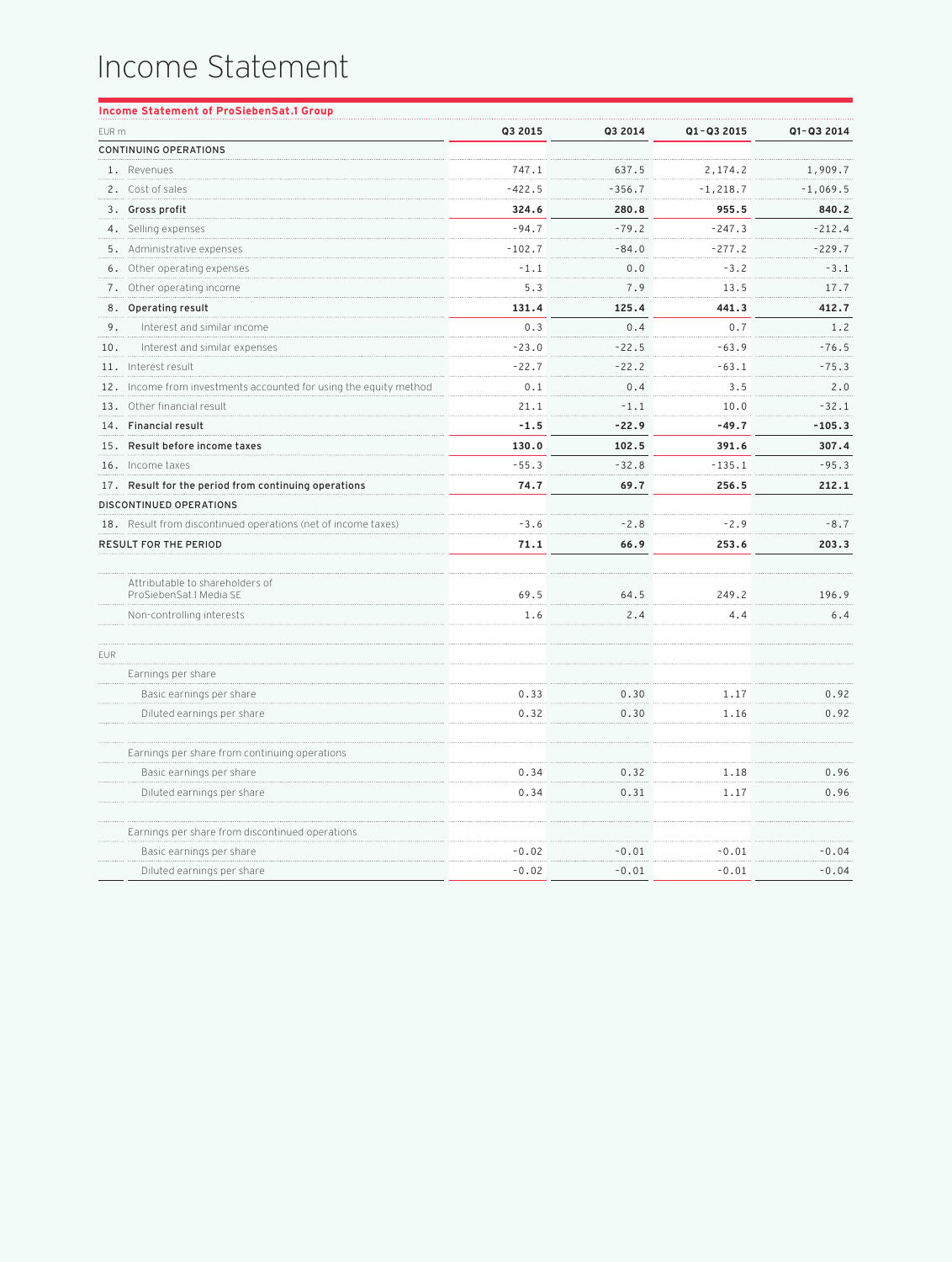# Income Statement

**Income Statement of ProSiebenSat.1 Group**

| EUR m | Q3 2015 | Q3 2014 | Q1–Q3 2015 | Q1–Q3 2014 |
|---|---|---|---|---|
| **CONTINUING OPERATIONS** | | | | |
| 1. Revenues | 747.1 | 637.5 | 2,174.2 | 1,909.7 |
| 2. Cost of sales | -422.5 | -356.7 | -1,218.7 | -1,069.5 |
| 3. **Gross profit** | **324.6** | **280.8** | **955.5** | **840.2** |
| 4. Selling expenses | -94.7 | -79.2 | -247.3 | -212.4 |
| 5. Administrative expenses | -102.7 | -84.0 | -277.2 | -229.7 |
| 6. Other operating expenses | -1.1 | 0.0 | -3.2 | -3.1 |
| 7. Other operating income | 5.3 | 7.9 | 13.5 | 17.7 |
| 8. **Operating result** | **131.4** | **125.4** | **441.3** | **412.7** |
| 9. Interest and similar income | 0.3 | 0.4 | 0.7 | 1.2 |
| 10. Interest and similar expenses | -23.0 | -22.5 | -63.9 | -76.5 |
| 11. Interest result | -22.7 | -22.2 | -63.1 | -75.3 |
| 12. Income from investments accounted for using the equity method | 0.1 | 0.4 | 3.5 | 2.0 |
| 13. Other financial result | 21.1 | -1.1 | 10.0 | -32.1 |
| 14. **Financial result** | **-1.5** | **-22.9** | **-49.7** | **-105.3** |
| 15. **Result before income taxes** | **130.0** | **102.5** | **391.6** | **307.4** |
| 16. Income taxes | -55.3 | -32.8 | -135.1 | -95.3 |
| 17. **Result for the period from continuing operations** | **74.7** | **69.7** | **256.5** | **212.1** |
| **DISCONTINUED OPERATIONS** | | | | |
| 18. Result from discontinued operations (net of income taxes) | -3.6 | -2.8 | -2.9 | -8.7 |
| **RESULT FOR THE PERIOD** | **71.1** | **66.9** | **253.6** | **203.3** |
| | | | | |
| Attributable to shareholders of ProSiebenSat.1 Media SE | 69.5 | 64.5 | 249.2 | 196.9 |
| Non-controlling interests | 1.6 | 2.4 | 4.4 | 6.4 |
| | | | | |
| EUR | | | | |
| Earnings per share | | | | |
| Basic earnings per share | 0.33 | 0.30 | 1.17 | 0.92 |
| Diluted earnings per share | 0.32 | 0.30 | 1.16 | 0.92 |
| | | | | |
| Earnings per share from continuing operations | | | | |
| Basic earnings per share | 0.34 | 0.32 | 1.18 | 0.96 |
| Diluted earnings per share | 0.34 | 0.31 | 1.17 | 0.96 |
| | | | | |
| Earnings per share from discontinued operations | | | | |
| Basic earnings per share | -0.02 | -0.01 | -0.01 | -0.04 |
| Diluted earnings per share | -0.02 | -0.01 | -0.01 | -0.04 |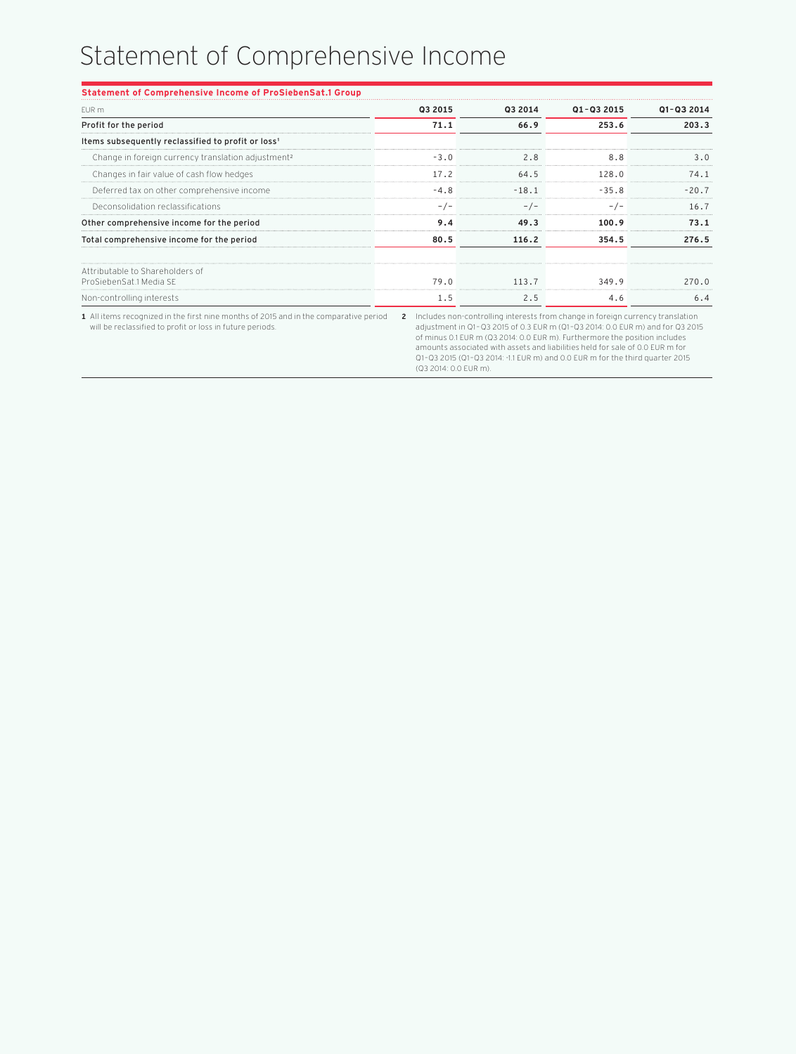# Statement of Comprehensive Income

**Statement of Comprehensive Income of ProSiebenSat.1 Group**

| EUR m | Q3 2015 | Q3 2014 | Q1–Q3 2015 | Q1–Q3 2014 |
|---|---|---|---|---|
| **Profit for the period** | **71.1** | **66.9** | **253.6** | **203.3** |
| **Items subsequently reclassified to profit or loss**[1] | | | | |
| Change in foreign currency translation adjustment[2] | -3.0 | 2.8 | 8.8 | 3.0 |
| Changes in fair value of cash flow hedges | 17.2 | 64.5 | 128.0 | 74.1 |
| Deferred tax on other comprehensive income | -4.8 | -18.1 | -35.8 | -20.7 |
| Deconsolidation reclassifications | -/- | -/- | -/- | 16.7 |
| **Other comprehensive income for the period** | **9.4** | **49.3** | **100.9** | **73.1** |
| **Total comprehensive income for the period** | **80.5** | **116.2** | **354.5** | **276.5** |
| | | | | |
| Attributable to Shareholders of ProSiebenSat.1 Media SE | 79.0 | 113.7 | 349.9 | 270.0 |
| Non-controlling interests | 1.5 | 2.5 | 4.6 | 6.4 |

**1** All items recognized in the first nine months of 2015 and in the comparative period will be reclassified to profit or loss in future periods.

**2** Includes non-controlling interests from change in foreign currency translation adjustment in Q1–Q3 2015 of 0.3 EUR m (Q1–Q3 2014: 0.0 EUR m) and for Q3 2015 of minus 0.1 EUR m (Q3 2014: 0.0 EUR m). Furthermore the position includes amounts associated with assets and liabilities held for sale of 0.0 EUR m for Q1–Q3 2015 (Q1–Q3 2014: -1.1 EUR m) and 0.0 EUR m for the third quarter 2015 (Q3 2014: 0.0 EUR m).